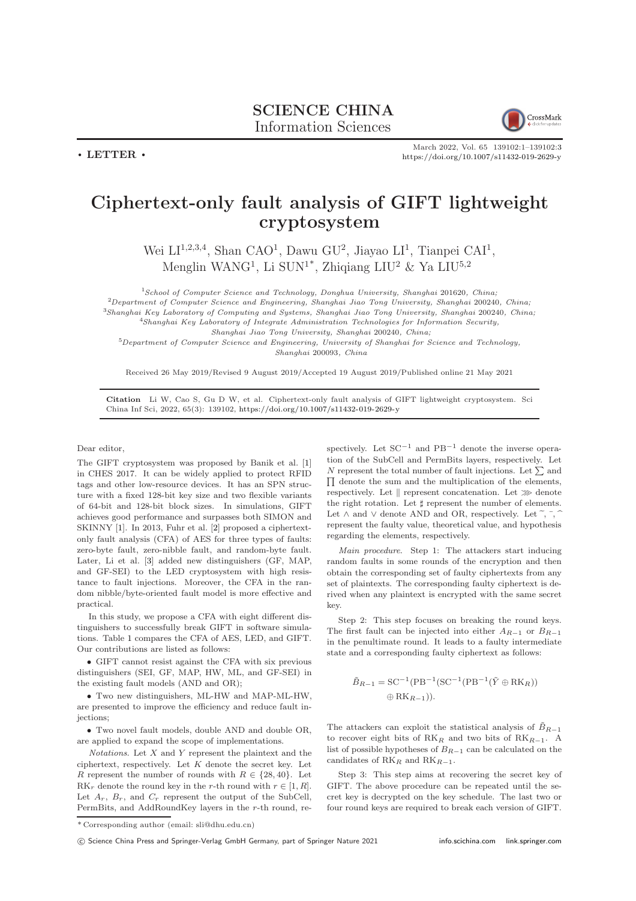SCIENCE CHINA
Information Sciences

• LETTER •

# Ciphertext-only fault analysis of GIFT lightweight cryptosystem

Wei LI[1,2,3,4], Shan CAO[1], Dawu GU[2], Jiayao LI[1], Tianpei CAI[1], Menglin WANG[1], Li SUN[1*], Zhiqiang LIU[2] & Ya LIU[5,2]

[1] *School of Computer Science and Technology, Donghua University, Shanghai 201620, China;*
[2] *Department of Computer Science and Engineering, Shanghai Jiao Tong University, Shanghai 200240, China;*
[3] *Shanghai Key Laboratory of Computing and Systems, Shanghai Jiao Tong University, Shanghai 200240, China;*
[4] *Shanghai Key Laboratory of Integrate Administration Technologies for Information Security, Shanghai Jiao Tong University, Shanghai 200240, China;*
[5] *Department of Computer Science and Engineering, University of Shanghai for Science and Technology, Shanghai 200093, China*

Received 26 May 2019/Revised 9 August 2019/Accepted 19 August 2019/Published online 21 May 2021

**Citation** Li W, Cao S, Gu D W, et al. Ciphertext-only fault analysis of GIFT lightweight cryptosystem. Sci China Inf Sci, 2022, 65(3): 139102, https://doi.org/10.1007/s11432-019-2629-y

Dear editor,

The GIFT cryptosystem was proposed by Banik et al. [1] in CHES 2017. It can be widely applied to protect RFID tags and other low-resource devices. It has an SPN structure with a fixed 128-bit key size and two flexible variants of 64-bit and 128-bit block sizes. In simulations, GIFT achieves good performance and surpasses both SIMON and SKINNY [1]. In 2013, Fuhr et al. [2] proposed a ciphertext-only fault analysis (CFA) of AES for three types of faults: zero-byte fault, zero-nibble fault, and random-byte fault. Later, Li et al. [3] added new distinguishers (GF, MAP, and GF-SEI) to the LED cryptosystem with high resistance to fault injections. Moreover, the CFA in the random nibble/byte-oriented fault model is more effective and practical.

In this study, we propose a CFA with eight different distinguishers to successfully break GIFT in software simulations. Table 1 compares the CFA of AES, LED, and GIFT. Our contributions are listed as follows:

- GIFT cannot resist against the CFA with six previous distinguishers (SEI, GF, MAP, HW, ML, and GF-SEI) in the existing fault models (AND and OR);
- Two new distinguishers, ML-HW and MAP-ML-HW, are presented to improve the efficiency and reduce fault injections;
- Two novel fault models, double AND and double OR, are applied to expand the scope of implementations.

*Notations*. Let $X$ and $Y$ represent the plaintext and the ciphertext, respectively. Let $K$ denote the secret key. Let $R$ represent the number of rounds with $R \in \{28, 40\}$. Let $\mathrm{RK}_r$ denote the round key in the $r$-th round with $r \in [1, R]$. Let $A_r$, $B_r$, and $C_r$ represent the output of the SubCell, PermBits, and AddRoundKey layers in the $r$-th round, respectively. Let $\mathrm{SC}^{-1}$ and $\mathrm{PB}^{-1}$ denote the inverse operation of the SubCell and PermBits layers, respectively. Let $N$ represent the total number of fault injections. Let $\sum$ and $\prod$ denote the sum and the multiplication of the elements, respectively. Let $\|$ represent concatenation. Let $\ggg$ denote the right rotation. Let $\sharp$ represent the number of elements. Let $\wedge$ and $\vee$ denote AND and OR, respectively. Let $\tilde{~}$, $\bar{~}$, $\hat{~}$ represent the faulty value, theoretical value, and hypothesis regarding the elements, respectively.

*Main procedure*. Step 1: The attackers start inducing random faults in some rounds of the encryption and then obtain the corresponding set of faulty ciphertexts from any set of plaintexts. The corresponding faulty ciphertext is derived when any plaintext is encrypted with the same secret key.

Step 2: This step focuses on breaking the round keys. The first fault can be injected into either $A_{R-1}$ or $B_{R-1}$ in the penultimate round. It leads to a faulty intermediate state and a corresponding faulty ciphertext as follows:

$$\tilde{B}_{R-1} = \mathrm{SC}^{-1}(\mathrm{PB}^{-1}(\mathrm{SC}^{-1}(\mathrm{PB}^{-1}(\tilde{Y} \oplus \mathrm{RK}_R)) \oplus \mathrm{RK}_{R-1})).$$

The attackers can exploit the statistical analysis of $\tilde{B}_{R-1}$ to recover eight bits of $\mathrm{RK}_R$ and two bits of $\mathrm{RK}_{R-1}$. A list of possible hypotheses of $B_{R-1}$ can be calculated on the candidates of $\mathrm{RK}_R$ and $\mathrm{RK}_{R-1}$.

Step 3: This step aims at recovering the secret key of GIFT. The above procedure can be repeated until the secret key is decrypted on the key schedule. The last two or four round keys are required to break each version of GIFT.

\* Corresponding author (email: sli@dhu.edu.cn)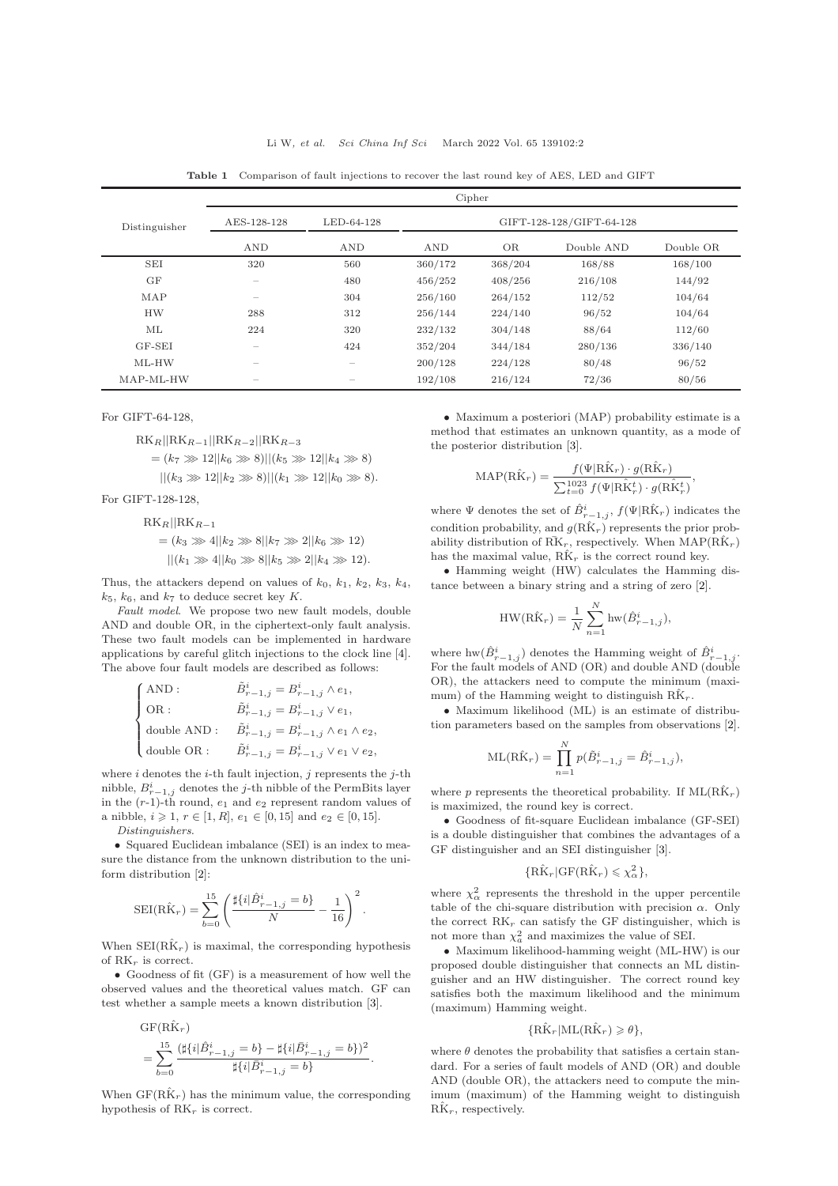Table 1 Comparison of fault injections to recover the last round key of AES, LED and GIFT

| Distinguisher | Cipher | | | | | |
|---|---|---|---|---|---|---|
| | AES-128-128 | LED-64-128 | GIFT-128-128/GIFT-64-128 | | | |
| | AND | AND | AND | OR | Double AND | Double OR |
| SEI | 320 | 560 | 360/172 | 368/204 | 168/88 | 168/100 |
| GF | – | 480 | 456/252 | 408/256 | 216/108 | 144/92 |
| MAP | – | 304 | 256/160 | 264/152 | 112/52 | 104/64 |
| HW | 288 | 312 | 256/144 | 224/140 | 96/52 | 104/64 |
| ML | 224 | 320 | 232/132 | 304/148 | 88/64 | 112/60 |
| GF-SEI | – | 424 | 352/204 | 344/184 | 280/136 | 336/140 |
| ML-HW | – | – | 200/128 | 224/128 | 80/48 | 96/52 |
| MAP-ML-HW | – | – | 192/108 | 216/124 | 72/36 | 80/56 |

For GIFT-64-128,

$$\begin{aligned}&\mathrm{RK}_R||\mathrm{RK}_{R-1}||\mathrm{RK}_{R-2}||\mathrm{RK}_{R-3}\\&=(k_7\ggg 12||k_6\ggg 8)||(k_5\ggg 12||k_4\ggg 8)\\&\quad||(k_3\ggg 12||k_2\ggg 8)||(k_1\ggg 12||k_0\ggg 8).\end{aligned}$$

For GIFT-128-128,

$$\begin{aligned}&\mathrm{RK}_R||\mathrm{RK}_{R-1}\\&=(k_3\ggg 4||k_2\ggg 8||k_7\ggg 2||k_6\ggg 12)\\&\quad||(k_1\ggg 4||k_0\ggg 8||k_5\ggg 2||k_4\ggg 12).\end{aligned}$$

Thus, the attackers depend on values of $k_0$, $k_1$, $k_2$, $k_3$, $k_4$, $k_5$, $k_6$, and $k_7$ to deduce secret key $K$.

*Fault model*. We propose two new fault models, double AND and double OR, in the ciphertext-only fault analysis. These two fault models can be implemented in hardware applications by careful glitch injections to the clock line [4]. The above four fault models are described as follows:

$$\begin{cases}\text{AND}: & \tilde{B}^i_{r-1,j}=B^i_{r-1,j}\wedge e_1,\\ \text{OR}: & \tilde{B}^i_{r-1,j}=B^i_{r-1,j}\vee e_1,\\ \text{double AND}: & \tilde{B}^i_{r-1,j}=B^i_{r-1,j}\wedge e_1\wedge e_2,\\ \text{double OR}: & \tilde{B}^i_{r-1,j}=B^i_{r-1,j}\vee e_1\vee e_2,\end{cases}$$

where $i$ denotes the $i$-th fault injection, $j$ represents the $j$-th nibble, $B^i_{r-1,j}$ denotes the $j$-th nibble of the PermBits layer in the ($r$-1)-th round, $e_1$ and $e_2$ represent random values of a nibble, $i\geqslant 1$, $r\in[1,R]$, $e_1\in[0,15]$ and $e_2\in[0,15]$.

*Distinguishers*.

• Squared Euclidean imbalance (SEI) is an index to measure the distance from the unknown distribution to the uniform distribution [2]:

$$\mathrm{SEI}(\hat{\mathrm{RK}}_r)=\sum_{b=0}^{15}\left(\frac{\sharp\{i|\hat{B}^i_{r-1,j}=b\}}{N}-\frac{1}{16}\right)^2.$$

When $\mathrm{SEI}(\hat{\mathrm{RK}}_r)$ is maximal, the corresponding hypothesis of $\mathrm{RK}_r$ is correct.

• Goodness of fit (GF) is a measurement of how well the observed values and the theoretical values match. GF can test whether a sample meets a known distribution [3].

$$\begin{aligned}&\mathrm{GF}(\hat{\mathrm{RK}}_r)\\&=\sum_{b=0}^{15}\frac{(\sharp\{i|\hat{B}^i_{r-1,j}=b\}-\sharp\{i|\bar{B}^i_{r-1,j}=b\})^2}{\sharp\{i|\bar{B}^i_{r-1,j}=b\}}.\end{aligned}$$

When $\mathrm{GF}(\hat{\mathrm{RK}}_r)$ has the minimum value, the corresponding hypothesis of $\mathrm{RK}_r$ is correct.

• Maximum a posteriori (MAP) probability estimate is a method that estimates an unknown quantity, as a mode of the posterior distribution [3].

$$\mathrm{MAP}(\hat{\mathrm{RK}}_r)=\frac{f(\Psi|\hat{\mathrm{RK}}_r)\cdot g(\hat{\mathrm{RK}}_r)}{\sum_{t=0}^{1023}f(\Psi|\hat{\mathrm{RK}}^t_r)\cdot g(\hat{\mathrm{RK}}^t_r)},$$

where $\Psi$ denotes the set of $\hat{B}^i_{r-1,j}$, $f(\Psi|\hat{\mathrm{RK}}_r)$ indicates the condition probability, and $g(\hat{\mathrm{RK}}_r)$ represents the prior probability distribution of $\hat{\mathrm{RK}}_r$, respectively. When $\mathrm{MAP}(\hat{\mathrm{RK}}_r)$ has the maximal value, $\hat{\mathrm{RK}}_r$ is the correct round key.

• Hamming weight (HW) calculates the Hamming distance between a binary string and a string of zero [2].

$$\mathrm{HW}(\hat{\mathrm{RK}}_r)=\frac{1}{N}\sum_{n=1}^{N}\mathrm{hw}(\hat{B}^i_{r-1,j}),$$

where $\mathrm{hw}(\hat{B}^i_{r-1,j})$ denotes the Hamming weight of $\hat{B}^i_{r-1,j}$. For the fault models of AND (OR) and double AND (double OR), the attackers need to compute the minimum (maximum) of the Hamming weight to distinguish $\hat{\mathrm{RK}}_r$.

• Maximum likelihood (ML) is an estimate of distribution parameters based on the samples from observations [2].

$$\mathrm{ML}(\hat{\mathrm{RK}}_r)=\prod_{n=1}^{N}p(\tilde{B}^i_{r-1,j}=\hat{B}^i_{r-1,j}),$$

where $p$ represents the theoretical probability. If $\mathrm{ML}(\hat{\mathrm{RK}}_r)$ is maximized, the round key is correct.

• Goodness of fit-square Euclidean imbalance (GF-SEI) is a double distinguisher that combines the advantages of a GF distinguisher and an SEI distinguisher [3].

$$\{\hat{\mathrm{RK}}_r|\mathrm{GF}(\hat{\mathrm{RK}}_r)\leqslant\chi^2_\alpha\},$$

where $\chi^2_\alpha$ represents the threshold in the upper percentile table of the chi-square distribution with precision $\alpha$. Only the correct $\mathrm{RK}_r$ can satisfy the GF distinguisher, which is not more than $\chi^2_\alpha$ and maximizes the value of SEI.

• Maximum likelihood-hamming weight (ML-HW) is our proposed double distinguisher that connects an ML distinguisher and an HW distinguisher. The correct round key satisfies both the maximum likelihood and the minimum (maximum) Hamming weight.

$$\{\hat{\mathrm{RK}}_r|\mathrm{ML}(\hat{\mathrm{RK}}_r)\geqslant\theta\},$$

where $\theta$ denotes the probability that satisfies a certain standard. For a series of fault models of AND (OR) and double AND (double OR), the attackers need to compute the minimum (maximum) of the Hamming weight to distinguish $\hat{\mathrm{RK}}_r$, respectively.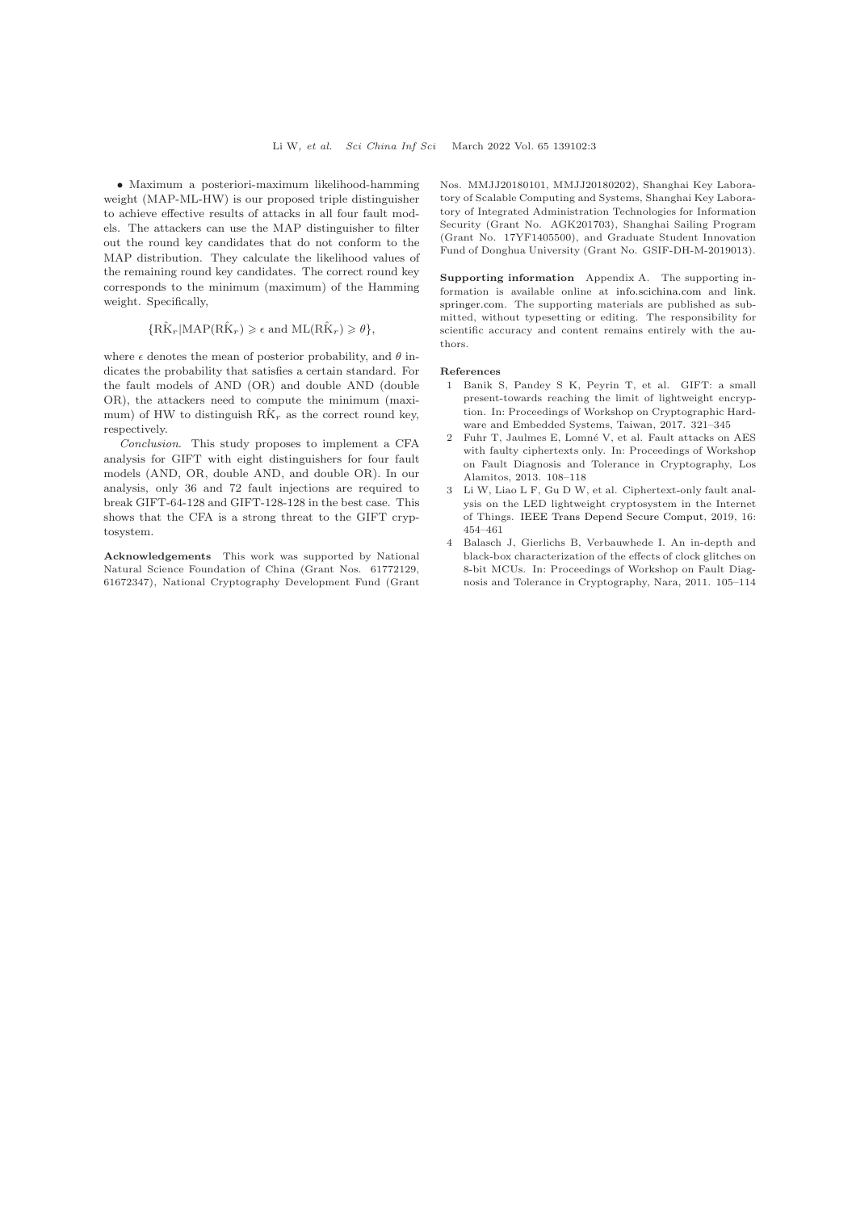- Maximum a posteriori-maximum likelihood-hamming weight (MAP-ML-HW) is our proposed triple distinguisher to achieve effective results of attacks in all four fault models. The attackers can use the MAP distinguisher to filter out the round key candidates that do not conform to the MAP distribution. They calculate the likelihood values of the remaining round key candidates. The correct round key corresponds to the minimum (maximum) of the Hamming weight. Specifically,

$$\{\hat{\text{RK}}_r | \text{MAP}(\hat{\text{RK}}_r) \geqslant \epsilon \text{ and } \text{ML}(\hat{\text{RK}}_r) \geqslant \theta\},$$

where $\epsilon$ denotes the mean of posterior probability, and $\theta$ indicates the probability that satisfies a certain standard. For the fault models of AND (OR) and double AND (double OR), the attackers need to compute the minimum (maximum) of HW to distinguish $\hat{\text{RK}}_r$ as the correct round key, respectively.

*Conclusion*. This study proposes to implement a CFA analysis for GIFT with eight distinguishers for four fault models (AND, OR, double AND, and double OR). In our analysis, only 36 and 72 fault injections are required to break GIFT-64-128 and GIFT-128-128 in the best case. This shows that the CFA is a strong threat to the GIFT cryptosystem.

**Acknowledgements** This work was supported by National Natural Science Foundation of China (Grant Nos. 61772129, 61672347), National Cryptography Development Fund (Grant Nos. MMJJ20180101, MMJJ20180202), Shanghai Key Laboratory of Scalable Computing and Systems, Shanghai Key Laboratory of Integrated Administration Technologies for Information Security (Grant No. AGK201703), Shanghai Sailing Program (Grant No. 17YF1405500), and Graduate Student Innovation Fund of Donghua University (Grant No. GSIF-DH-M-2019013).

**Supporting information** Appendix A. The supporting information is available online at info.scichina.com and link.springer.com. The supporting materials are published as submitted, without typesetting or editing. The responsibility for scientific accuracy and content remains entirely with the authors.

**References**

1. Banik S, Pandey S K, Peyrin T, et al. GIFT: a small present-towards reaching the limit of lightweight encryption. In: Proceedings of Workshop on Cryptographic Hardware and Embedded Systems, Taiwan, 2017. 321–345
2. Fuhr T, Jaulmes E, Lomné V, et al. Fault attacks on AES with faulty ciphertexts only. In: Proceedings of Workshop on Fault Diagnosis and Tolerance in Cryptography, Los Alamitos, 2013. 108–118
3. Li W, Liao L F, Gu D W, et al. Ciphertext-only fault analysis on the LED lightweight cryptosystem in the Internet of Things. IEEE Trans Depend Secure Comput, 2019, 16: 454–461
4. Balasch J, Gierlichs B, Verbauwhede I. An in-depth and black-box characterization of the effects of clock glitches on 8-bit MCUs. In: Proceedings of Workshop on Fault Diagnosis and Tolerance in Cryptography, Nara, 2011. 105–114